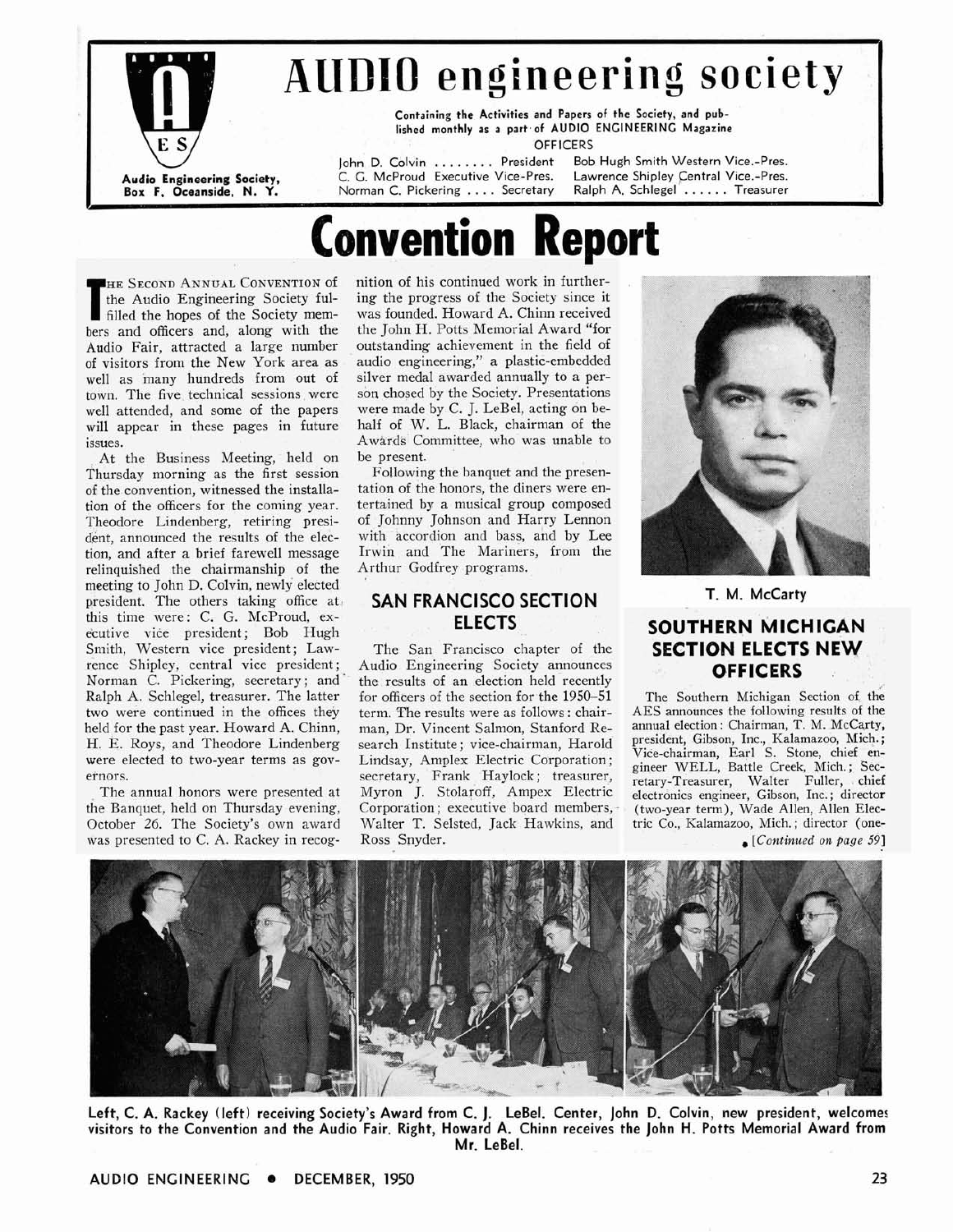# AUDIO engineering society

Containing the Activities and Papers of the Society, and published monthly as a part of AUDIO ENGINEERING Magazine

Audio Engineering Society, Box F, Oceanside, N. Y.

**OFFICERS**

John D. Colvin ........ President
C. G. McProud Executive Vice-Pres.
Norman C. Pickering .... Secretary
Bob Hugh Smith Western Vice.-Pres.
Lawrence Shipley Central Vice.-Pres.
Ralph A. Schlegel ...... Treasurer

# Convention Report

THE SECOND ANNUAL CONVENTION of the Audio Engineering Society fulfilled the hopes of the Society members and officers and, along with the Audio Fair, attracted a large number of visitors from the New York area as well as many hundreds from out of town. The five technical sessions were well attended, and some of the papers will appear in these pages in future issues.

At the Business Meeting, held on Thursday morning as the first session of the convention, witnessed the installation of the officers for the coming year. Theodore Lindenberg, retiring president, announced the results of the election, and after a brief farewell message relinquished the chairmanship of the meeting to John D. Colvin, newly elected president. The others taking office at this time were: C. G. McProud, executive vice president; Bob Hugh Smith, Western vice president; Lawrence Shipley, central vice president; Norman C. Pickering, secretary; and Ralph A. Schlegel, treasurer. The latter two were continued in the offices they held for the past year. Howard A. Chinn, H. E. Roys, and Theodore Lindenberg were elected to two-year terms as governors.

The annual honors were presented at the Banquet, held on Thursday evening, October 26. The Society's own award was presented to C. A. Rackey in recognition of his continued work in furthering the progress of the Society since it was founded. Howard A. Chinn received the John H. Potts Memorial Award "for outstanding achievement in the field of audio engineering," a plastic-embedded silver medal awarded annually to a person chosed by the Society. Presentations were made by C. J. LeBel, acting on behalf of W. L. Black, chairman of the Awards Committee, who was unable to be present.

Following the banquet and the presentation of the honors, the diners were entertained by a musical group composed of Johnny Johnson and Harry Lennon with accordion and bass, and by Lee Irwin and The Mariners, from the Arthur Godfrey programs.

## SAN FRANCISCO SECTION ELECTS

The San Francisco chapter of the Audio Engineering Society announces the results of an election held recently for officers of the section for the 1950–51 term. The results were as follows: chairman, Dr. Vincent Salmon, Stanford Research Institute; vice-chairman, Harold Lindsay, Amplex Electric Corporation; secretary, Frank Haylock; treasurer, Myron J. Stolaroff, Ampex Electric Corporation; executive board members, Walter T. Selsted, Jack Hawkins, and Ross Snyder.

T. M. McCarty

## SOUTHERN MICHIGAN SECTION ELECTS NEW OFFICERS

The Southern Michigan Section of the AES announces the following results of the annual election: Chairman, T. M. McCarty, president, Gibson, Inc., Kalamazoo, Mich.; Vice-chairman, Earl S. Stone, chief engineer WELL, Battle Creek, Mich.; Secretary-Treasurer, Walter Fuller, chief electronics engineer, Gibson, Inc.; director (two-year term), Wade Allen, Allen Electric Co., Kalamazoo, Mich.; director (one-

*[Continued on page 59]*

Left, C. A. Rackey (left) receiving Society's Award from C. J. LeBel. Center, John D. Colvin, new president, welcomes visitors to the Convention and the Audio Fair. Right, Howard A. Chinn receives the John H. Potts Memorial Award from Mr. LeBel.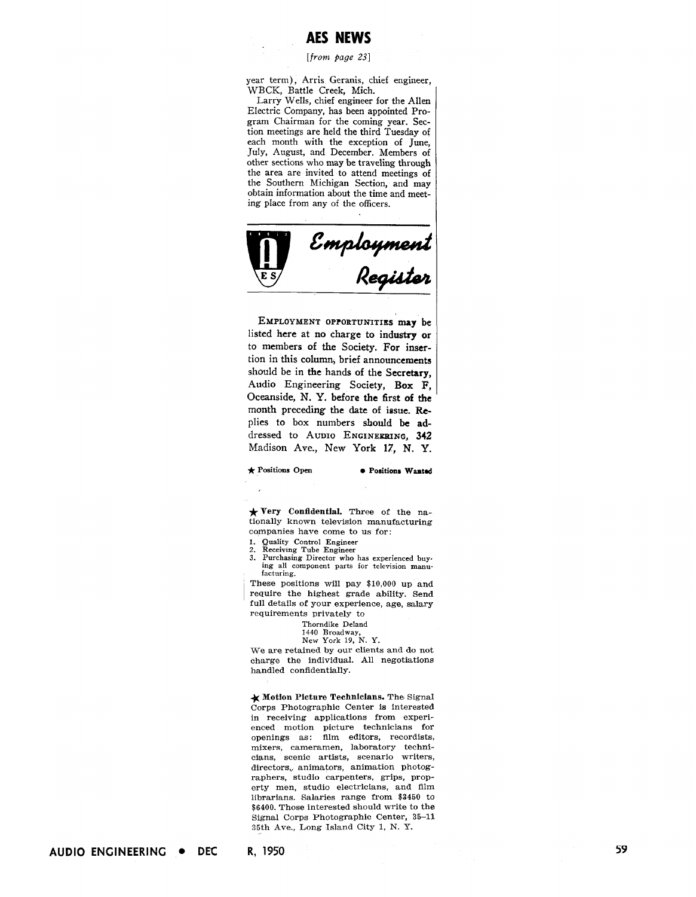## AES NEWS

*[from page 23]*

year term), Arris Geranis, chief engineer, WBCK, Battle Creek, Mich.

Larry Wells, chief engineer for the Allen Electric Company, has been appointed Program Chairman for the coming year. Section meetings are held the third Tuesday of each month with the exception of June, July, August, and December. Members of other sections who may be traveling through the area are invited to attend meetings of the Southern Michigan Section, and may obtain information about the time and meeting place from any of the officers.

## *Employment Register*

EMPLOYMENT OPPORTUNITIES may be listed here at no charge to industry or to members of the Society. For insertion in this column, brief announcements should be in the hands of the Secretary, Audio Engineering Society, Box F, Oceanside, N. Y. before the first of the month preceding the date of issue. Replies to box numbers should be addressed to AUDIO ENGINEERING, 342 Madison Ave., New York 17, N. Y.

★ Positions Open ● Positions Wanted

★ **Very Confidential.** Three of the nationally known television manufacturing companies have come to us for:

1. Quality Control Engineer
2. Receiving Tube Engineer
3. Purchasing Director who has experienced buying all component parts for television manufacturing.

These positions will pay $10,000 up and require the highest grade ability. Send full details of your experience, age, salary requirements privately to

Thorndike Deland
1440 Broadway,
New York 19, N. Y.

We are retained by our clients and do not charge the individual. All negotiations handled confidentially.

★ **Motion Picture Technicians.** The Signal Corps Photographic Center is interested in receiving applications from experienced motion picture technicians for openings as: film editors, recordists, mixers, cameramen, laboratory technicians, scenic artists, scenario writers, directors, animators, animation photographers, studio carpenters, grips, property men, studio electricians, and film librarians. Salaries range from $3450 to $6400. Those interested should write to the Signal Corps Photographic Center, 35-11 35th Ave., Long Island City 1, N. Y.